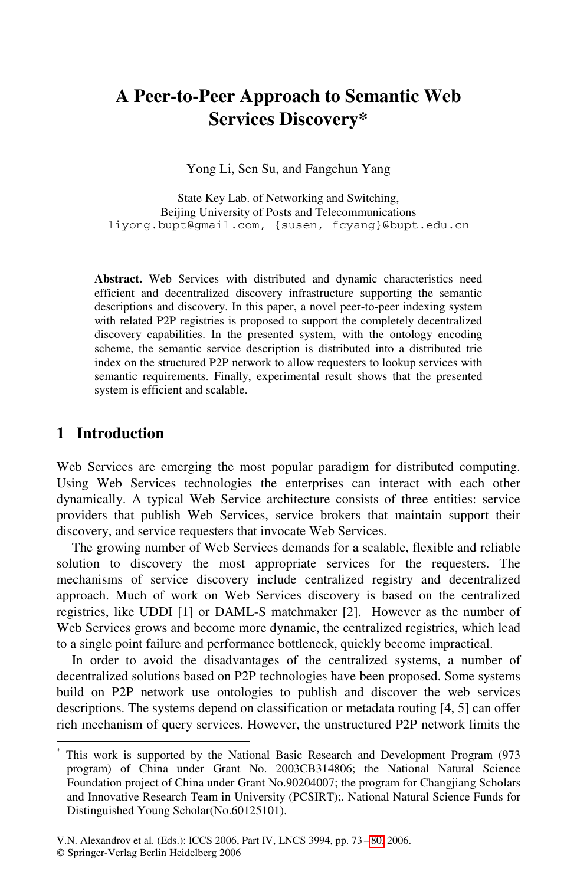# A Peer-to-Peer Approach to Semantic Web Services Discovery*

Yong Li, Sen Su, and Fangchun Yang

State Key Lab. of Networking and Switching,
Beijing University of Posts and Telecommunications
liyong.bupt@gmail.com, {susen, fcyang}@bupt.edu.cn

**Abstract.** Web Services with distributed and dynamic characteristics need efficient and decentralized discovery infrastructure supporting the semantic descriptions and discovery. In this paper, a novel peer-to-peer indexing system with related P2P registries is proposed to support the completely decentralized discovery capabilities. In the presented system, with the ontology encoding scheme, the semantic service description is distributed into a distributed trie index on the structured P2P network to allow requesters to lookup services with semantic requirements. Finally, experimental result shows that the presented system is efficient and scalable.

## 1 Introduction

Web Services are emerging the most popular paradigm for distributed computing. Using Web Services technologies the enterprises can interact with each other dynamically. A typical Web Service architecture consists of three entities: service providers that publish Web Services, service brokers that maintain support their discovery, and service requesters that invocate Web Services.

The growing number of Web Services demands for a scalable, flexible and reliable solution to discovery the most appropriate services for the requesters. The mechanisms of service discovery include centralized registry and decentralized approach. Much of work on Web Services discovery is based on the centralized registries, like UDDI [1] or DAML-S matchmaker [2]. However as the number of Web Services grows and become more dynamic, the centralized registries, which lead to a single point failure and performance bottleneck, quickly become impractical.

In order to avoid the disadvantages of the centralized systems, a number of decentralized solutions based on P2P technologies have been proposed. Some systems build on P2P network use ontologies to publish and discover the web services descriptions. The systems depend on classification or metadata routing [4, 5] can offer rich mechanism of query services. However, the unstructured P2P network limits the

---

* This work is supported by the National Basic Research and Development Program (973 program) of China under Grant No. 2003CB314806; the National Natural Science Foundation project of China under Grant No.90204007; the program for Changjiang Scholars and Innovative Research Team in University (PCSIRT);. National Natural Science Funds for Distinguished Young Scholar(No.60125101).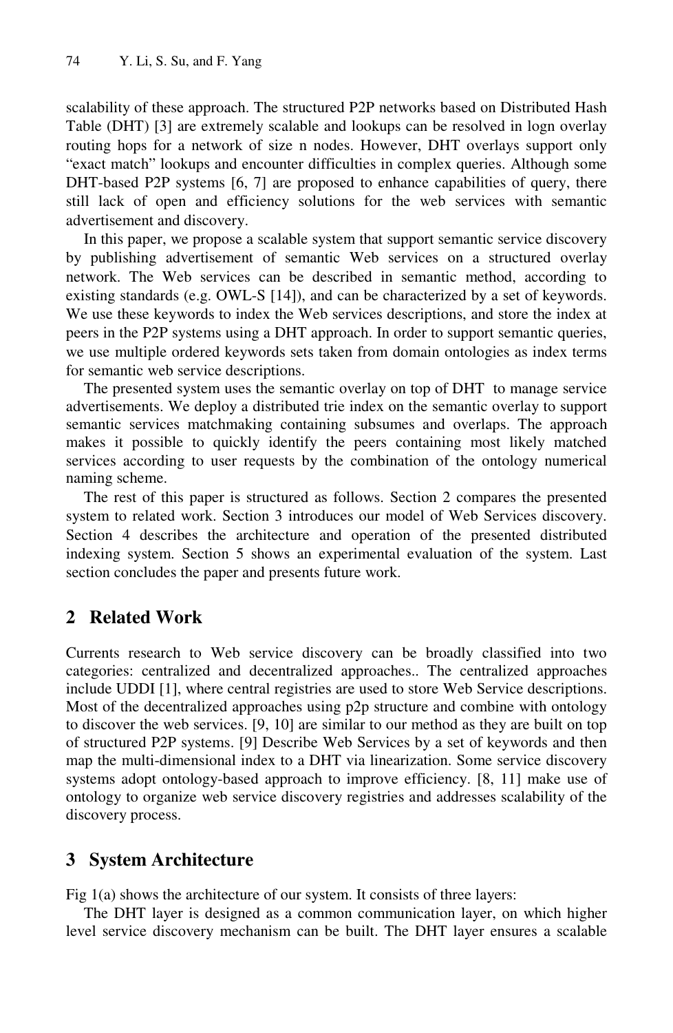scalability of these approach. The structured P2P networks based on Distributed Hash Table (DHT) [3] are extremely scalable and lookups can be resolved in logn overlay routing hops for a network of size n nodes. However, DHT overlays support only "exact match" lookups and encounter difficulties in complex queries. Although some DHT-based P2P systems [6, 7] are proposed to enhance capabilities of query, there still lack of open and efficiency solutions for the web services with semantic advertisement and discovery.

In this paper, we propose a scalable system that support semantic service discovery by publishing advertisement of semantic Web services on a structured overlay network. The Web services can be described in semantic method, according to existing standards (e.g. OWL-S [14]), and can be characterized by a set of keywords. We use these keywords to index the Web services descriptions, and store the index at peers in the P2P systems using a DHT approach. In order to support semantic queries, we use multiple ordered keywords sets taken from domain ontologies as index terms for semantic web service descriptions.

The presented system uses the semantic overlay on top of DHT to manage service advertisements. We deploy a distributed trie index on the semantic overlay to support semantic services matchmaking containing subsumes and overlaps. The approach makes it possible to quickly identify the peers containing most likely matched services according to user requests by the combination of the ontology numerical naming scheme.

The rest of this paper is structured as follows. Section 2 compares the presented system to related work. Section 3 introduces our model of Web Services discovery. Section 4 describes the architecture and operation of the presented distributed indexing system. Section 5 shows an experimental evaluation of the system. Last section concludes the paper and presents future work.

## 2 Related Work

Currents research to Web service discovery can be broadly classified into two categories: centralized and decentralized approaches.. The centralized approaches include UDDI [1], where central registries are used to store Web Service descriptions. Most of the decentralized approaches using p2p structure and combine with ontology to discover the web services. [9, 10] are similar to our method as they are built on top of structured P2P systems. [9] Describe Web Services by a set of keywords and then map the multi-dimensional index to a DHT via linearization. Some service discovery systems adopt ontology-based approach to improve efficiency. [8, 11] make use of ontology to organize web service discovery registries and addresses scalability of the discovery process.

## 3 System Architecture

Fig 1(a) shows the architecture of our system. It consists of three layers:

The DHT layer is designed as a common communication layer, on which higher level service discovery mechanism can be built. The DHT layer ensures a scalable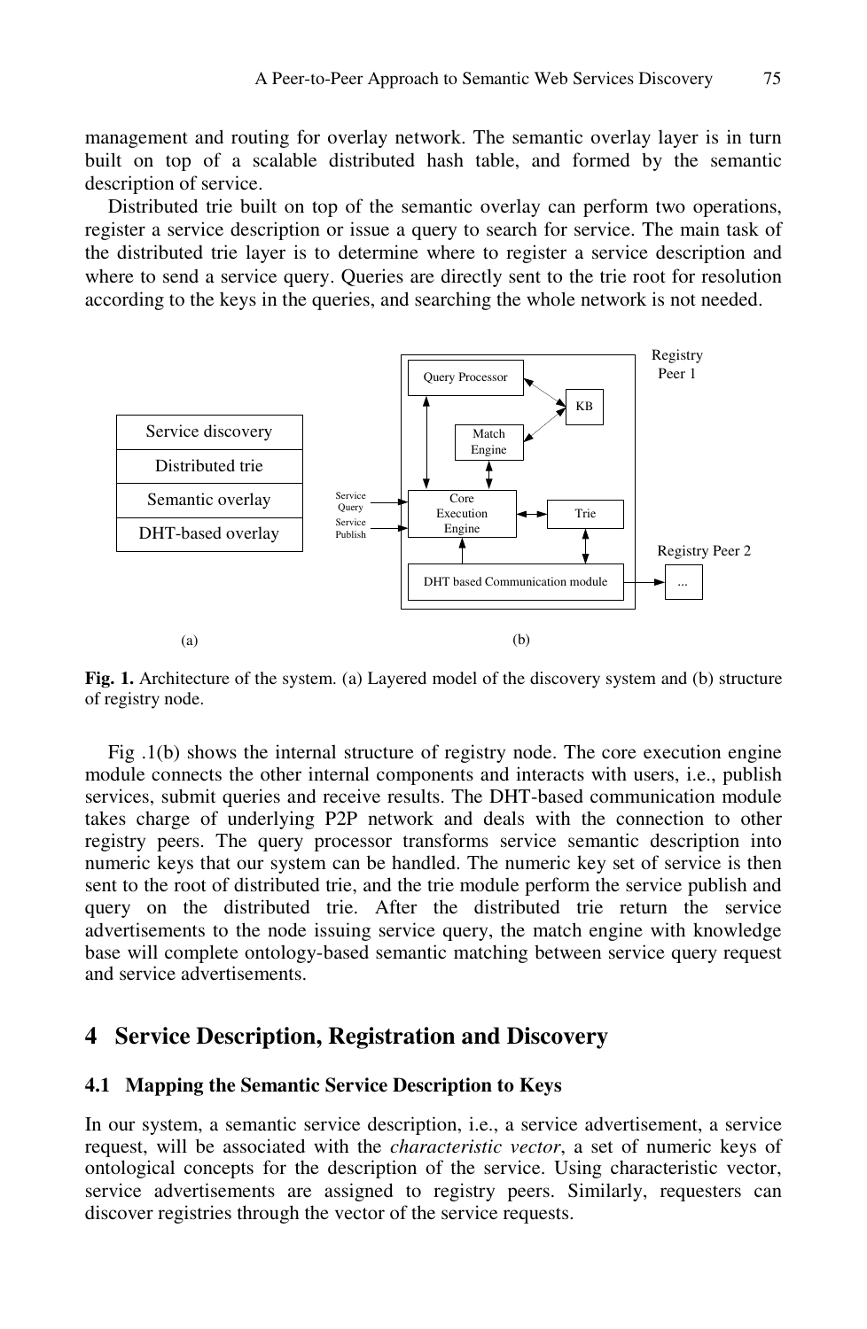management and routing for overlay network. The semantic overlay layer is in turn built on top of a scalable distributed hash table, and formed by the semantic description of service.

Distributed trie built on top of the semantic overlay can perform two operations, register a service description or issue a query to search for service. The main task of the distributed trie layer is to determine where to register a service description and where to send a service query. Queries are directly sent to the trie root for resolution according to the keys in the queries, and searching the whole network is not needed.

Service discovery
Distributed trie
Semantic overlay
DHT-based overlay

(a)

Registry Peer 1
Query Processor
KB
Match Engine
Service Query
Service Publish
Core Execution Engine
Trie
DHT based Communication module
Registry Peer 2
...

(b)

**Fig. 1.** Architecture of the system. (a) Layered model of the discovery system and (b) structure of registry node.

Fig .1(b) shows the internal structure of registry node. The core execution engine module connects the other internal components and interacts with users, i.e., publish services, submit queries and receive results. The DHT-based communication module takes charge of underlying P2P network and deals with the connection to other registry peers. The query processor transforms service semantic description into numeric keys that our system can be handled. The numeric key set of service is then sent to the root of distributed trie, and the trie module perform the service publish and query on the distributed trie. After the distributed trie return the service advertisements to the node issuing service query, the match engine with knowledge base will complete ontology-based semantic matching between service query request and service advertisements.

## 4 Service Description, Registration and Discovery

### 4.1 Mapping the Semantic Service Description to Keys

In our system, a semantic service description, i.e., a service advertisement, a service request, will be associated with the *characteristic vector*, a set of numeric keys of ontological concepts for the description of the service. Using characteristic vector, service advertisements are assigned to registry peers. Similarly, requesters can discover registries through the vector of the service requests.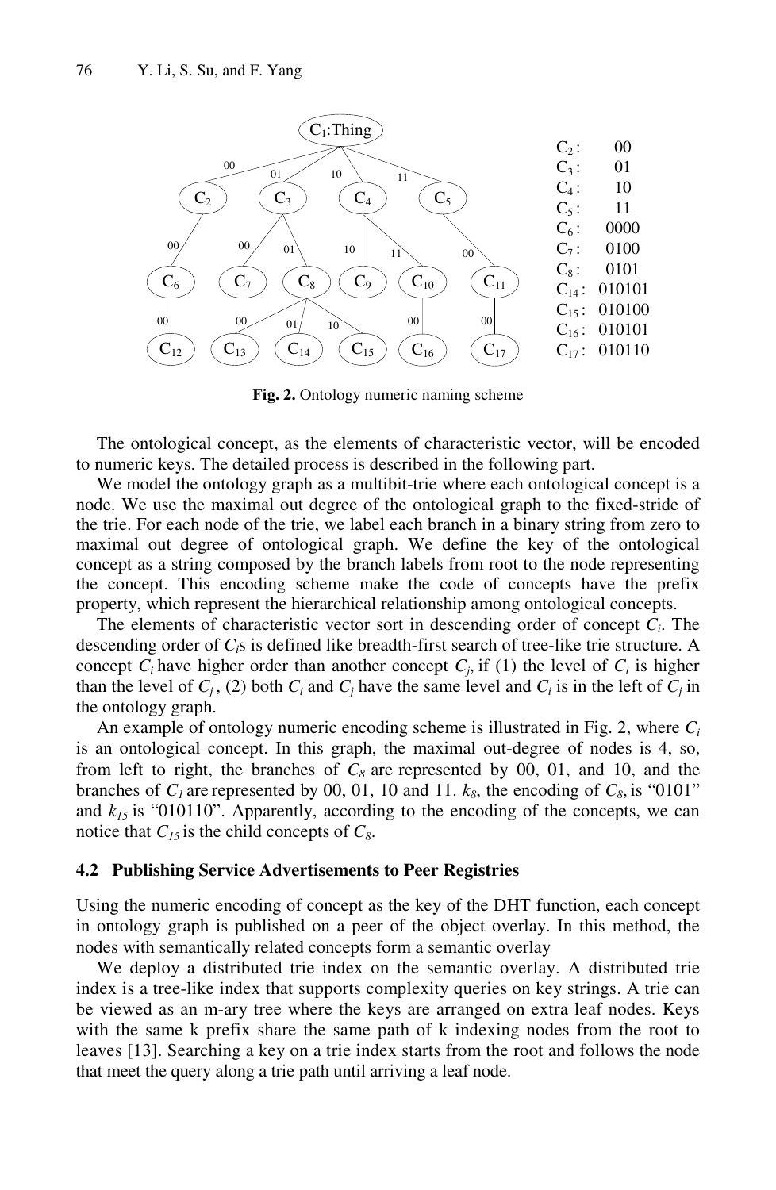C₁:Thing

| | |
|---|---|
| $C_2$: | 00 |
| $C_3$: | 01 |
| $C_4$: | 10 |
| $C_5$: | 11 |
| $C_6$: | 0000 |
| $C_7$: | 0100 |
| $C_8$: | 0101 |
| $C_{14}$: | 010101 |
| $C_{15}$: | 010100 |
| $C_{16}$: | 010101 |
| $C_{17}$: | 010110 |

**Fig. 2.** Ontology numeric naming scheme

The ontological concept, as the elements of characteristic vector, will be encoded to numeric keys. The detailed process is described in the following part.

We model the ontology graph as a multibit-trie where each ontological concept is a node. We use the maximal out degree of the ontological graph to the fixed-stride of the trie. For each node of the trie, we label each branch in a binary string from zero to maximal out degree of ontological graph. We define the key of the ontological concept as a string composed by the branch labels from root to the node representing the concept. This encoding scheme make the code of concepts have the prefix property, which represent the hierarchical relationship among ontological concepts.

The elements of characteristic vector sort in descending order of concept $C_i$. The descending order of $C_i$s is defined like breadth-first search of tree-like trie structure. A concept $C_i$ have higher order than another concept $C_j$, if (1) the level of $C_i$ is higher than the level of $C_j$, (2) both $C_i$ and $C_j$ have the same level and $C_i$ is in the left of $C_j$ in the ontology graph.

An example of ontology numeric encoding scheme is illustrated in Fig. 2, where $C_i$ is an ontological concept. In this graph, the maximal out-degree of nodes is 4, so, from left to right, the branches of $C_8$ are represented by 00, 01, and 10, and the branches of $C_1$ are represented by 00, 01, 10 and 11. $k_8$, the encoding of $C_8$, is "0101" and $k_{15}$ is "010110". Apparently, according to the encoding of the concepts, we can notice that $C_{15}$ is the child concepts of $C_8$.

### 4.2 Publishing Service Advertisements to Peer Registries

Using the numeric encoding of concept as the key of the DHT function, each concept in ontology graph is published on a peer of the object overlay. In this method, the nodes with semantically related concepts form a semantic overlay

We deploy a distributed trie index on the semantic overlay. A distributed trie index is a tree-like index that supports complexity queries on key strings. A trie can be viewed as an m-ary tree where the keys are arranged on extra leaf nodes. Keys with the same k prefix share the same path of k indexing nodes from the root to leaves [13]. Searching a key on a trie index starts from the root and follows the node that meet the query along a trie path until arriving a leaf node.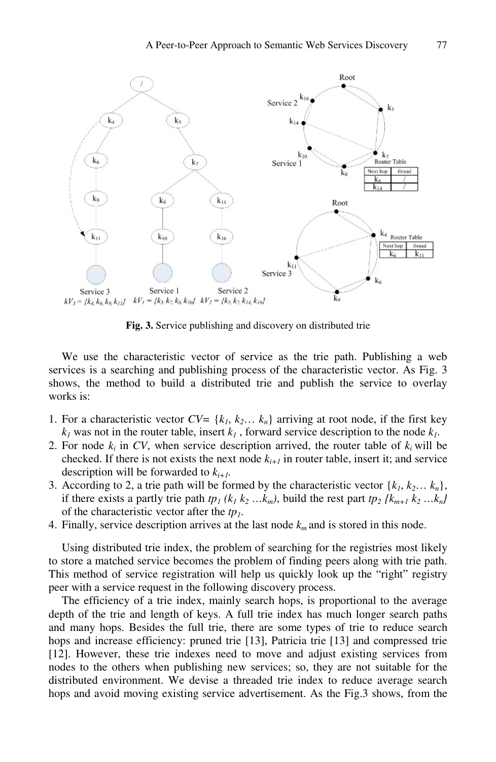**Fig. 3.** Service publishing and discovery on distributed trie

We use the characteristic vector of service as the trie path. Publishing a web services is a searching and publishing process of the characteristic vector. As Fig. 3 shows, the method to build a distributed trie and publish the service to overlay works is:

1. For a characteristic vector $CV= \{k_1, k_2 \ldots k_n\}$ arriving at root node, if the first key $k_1$ was not in the router table, insert $k_1$ , forward service description to the node $k_1$.
2. For node $k_i$ in $CV$, when service description arrived, the router table of $k_i$ will be checked. If there is not exists the next node $k_{i+1}$ in router table, insert it; and service description will be forwarded to $k_{i+1}$.
3. According to 2, a trie path will be formed by the characteristic vector $\{k_1, k_2 \ldots k_n\}$, if there exists a partly trie path $tp_1$ $(k_1\ k_2 \ldots k_m)$, build the rest part $tp_2$ $\{k_{m+1}\ k_2 \ldots k_n\}$ of the characteristic vector after the $tp_1$.
4. Finally, service description arrives at the last node $k_m$ and is stored in this node.

Using distributed trie index, the problem of searching for the registries most likely to store a matched service becomes the problem of finding peers along with trie path. This method of service registration will help us quickly look up the "right" registry peer with a service request in the following discovery process.

The efficiency of a trie index, mainly search hops, is proportional to the average depth of the trie and length of keys. A full trie index has much longer search paths and many hops. Besides the full trie, there are some types of trie to reduce search hops and increase efficiency: pruned trie [13], Patricia trie [13] and compressed trie [12]. However, these trie indexes need to move and adjust existing services from nodes to the others when publishing new services; so, they are not suitable for the distributed environment. We devise a threaded trie index to reduce average search hops and avoid moving existing service advertisement. As the Fig.3 shows, from the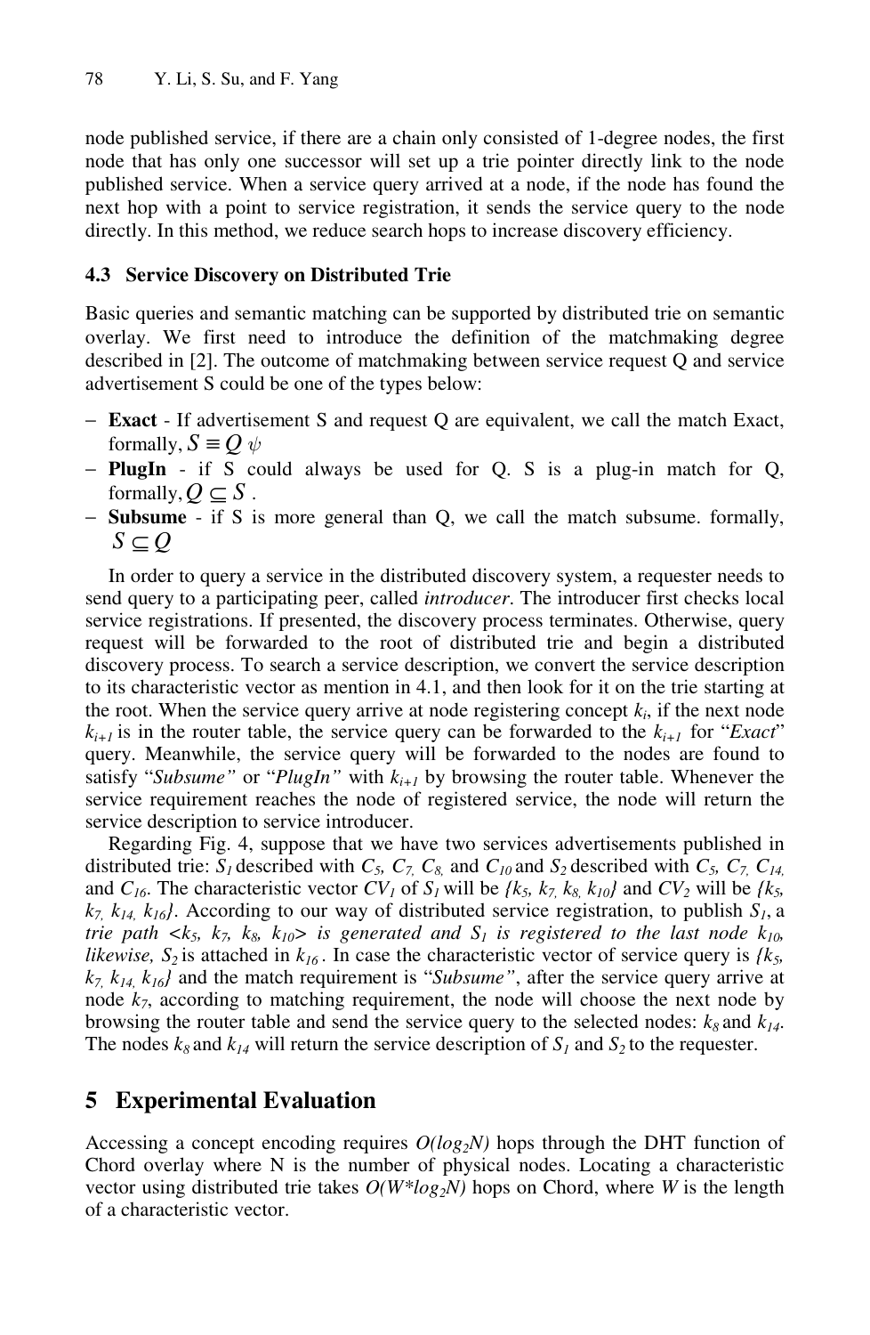node published service, if there are a chain only consisted of 1-degree nodes, the first node that has only one successor will set up a trie pointer directly link to the node published service. When a service query arrived at a node, if the node has found the next hop with a point to service registration, it sends the service query to the node directly. In this method, we reduce search hops to increase discovery efficiency.

### 4.3 Service Discovery on Distributed Trie

Basic queries and semantic matching can be supported by distributed trie on semantic overlay. We first need to introduce the definition of the matchmaking degree described in [2]. The outcome of matchmaking between service request Q and service advertisement S could be one of the types below:

- **Exact** - If advertisement S and request Q are equivalent, we call the match Exact, formally, $S \equiv Q \, \psi$
- **PlugIn** - if S could always be used for Q. S is a plug-in match for Q, formally, $Q \subseteq S$ .
- **Subsume** - if S is more general than Q, we call the match subsume. formally, $S \subseteq Q$

In order to query a service in the distributed discovery system, a requester needs to send query to a participating peer, called *introducer*. The introducer first checks local service registrations. If presented, the discovery process terminates. Otherwise, query request will be forwarded to the root of distributed trie and begin a distributed discovery process. To search a service description, we convert the service description to its characteristic vector as mention in 4.1, and then look for it on the trie starting at the root. When the service query arrive at node registering concept $k_i$, if the next node $k_{i+1}$ is in the router table, the service query can be forwarded to the $k_{i+1}$ for "*Exact*" query. Meanwhile, the service query will be forwarded to the nodes are found to satisfy "*Subsume*" or "*PlugIn*" with $k_{i+1}$ by browsing the router table. Whenever the service requirement reaches the node of registered service, the node will return the service description to service introducer.

Regarding Fig. 4, suppose that we have two services advertisements published in distributed trie: $S_1$ described with $C_5$, $C_7$, $C_8$, and $C_{10}$ and $S_2$ described with $C_5$, $C_7$, $C_{14}$, and $C_{16}$. The characteristic vector $CV_1$ of $S_1$ will be $\{k_5, k_7, k_8, k_{10}\}$ and $CV_2$ will be $\{k_5, k_7, k_{14}, k_{16}\}$. According to our way of distributed service registration, to publish $S_1$, a *trie path* $<k_5, k_7, k_8, k_{10}>$ *is generated and* $S_1$ *is registered to the last node* $k_{10}$*, likewise,* $S_2$ is attached in $k_{16}$ . In case the characteristic vector of service query is $\{k_5, k_7, k_{14}, k_{16}\}$ and the match requirement is "*Subsume*", after the service query arrive at node $k_7$, according to matching requirement, the node will choose the next node by browsing the router table and send the service query to the selected nodes: $k_8$ and $k_{14}$. The nodes $k_8$ and $k_{14}$ will return the service description of $S_1$ and $S_2$ to the requester.

## 5 Experimental Evaluation

Accessing a concept encoding requires $O(log_2N)$ hops through the DHT function of Chord overlay where N is the number of physical nodes. Locating a characteristic vector using distributed trie takes $O(W*log_2N)$ hops on Chord, where *W* is the length of a characteristic vector.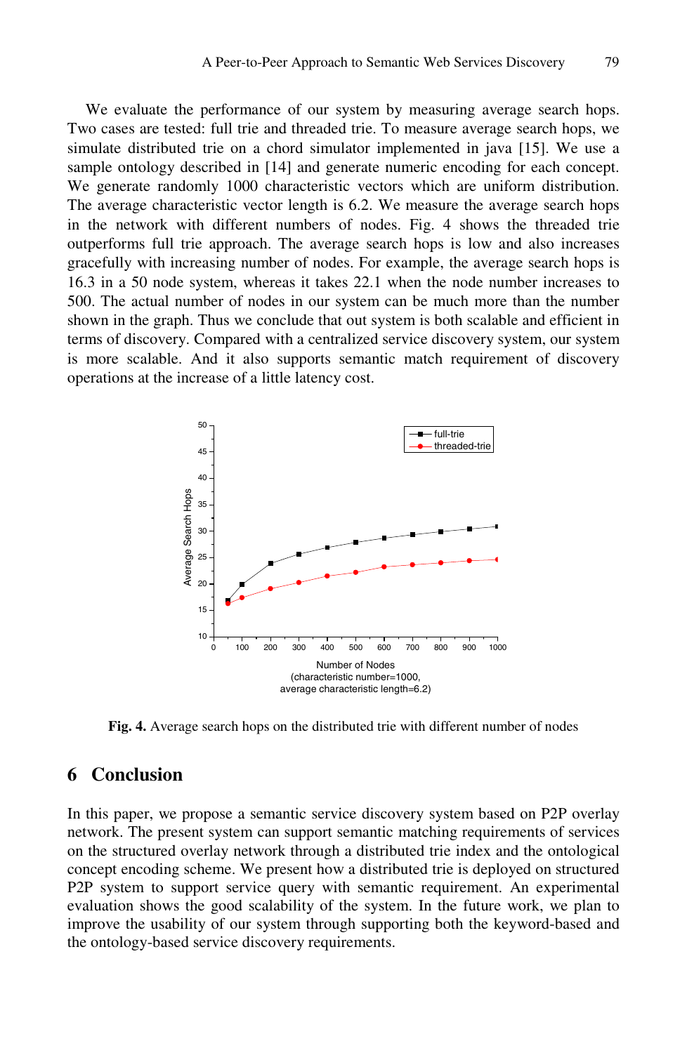We evaluate the performance of our system by measuring average search hops. Two cases are tested: full trie and threaded trie. To measure average search hops, we simulate distributed trie on a chord simulator implemented in java [15]. We use a sample ontology described in [14] and generate numeric encoding for each concept. We generate randomly 1000 characteristic vectors which are uniform distribution. The average characteristic vector length is 6.2. We measure the average search hops in the network with different numbers of nodes. Fig. 4 shows the threaded trie outperforms full trie approach. The average search hops is low and also increases gracefully with increasing number of nodes. For example, the average search hops is 16.3 in a 50 node system, whereas it takes 22.1 when the node number increases to 500. The actual number of nodes in our system can be much more than the number shown in the graph. Thus we conclude that out system is both scalable and efficient in terms of discovery. Compared with a centralized service discovery system, our system is more scalable. And it also supports semantic match requirement of discovery operations at the increase of a little latency cost.

**Fig. 4.** Average search hops on the distributed trie with different number of nodes

## 6 Conclusion

In this paper, we propose a semantic service discovery system based on P2P overlay network. The present system can support semantic matching requirements of services on the structured overlay network through a distributed trie index and the ontological concept encoding scheme. We present how a distributed trie is deployed on structured P2P system to support service query with semantic requirement. An experimental evaluation shows the good scalability of the system. In the future work, we plan to improve the usability of our system through supporting both the keyword-based and the ontology-based service discovery requirements.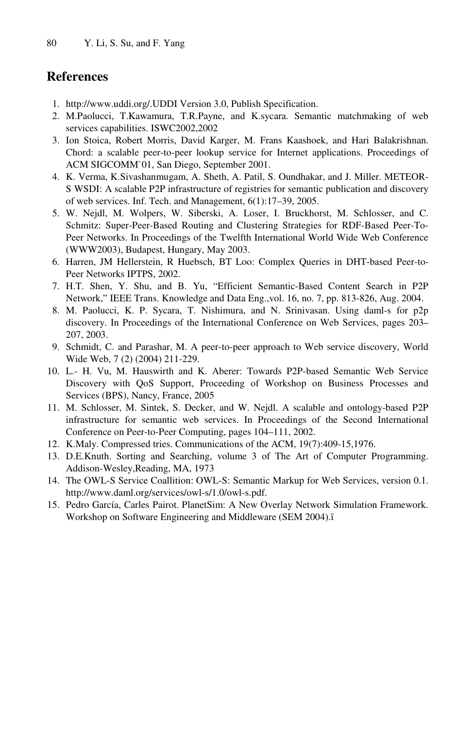## References

1. http://www.uddi.org/.UDDI Version 3.0, Publish Specification.
2. M.Paolucci, T.Kawamura, T.R.Payne, and K.sycara. Semantic matchmaking of web services capabilities. ISWC2002,2002
3. Ion Stoica, Robert Morris, David Karger, M. Frans Kaashoek, and Hari Balakrishnan. Chord: a scalable peer-to-peer lookup service for Internet applications. Proceedings of ACM SIGCOMM`01, San Diego, September 2001.
4. K. Verma, K.Sivashanmugam, A. Sheth, A. Patil, S. Oundhakar, and J. Miller. METEOR-S WSDI: A scalable P2P infrastructure of registries for semantic publication and discovery of web services. Inf. Tech. and Management, 6(1):17–39, 2005.
5. W. Nejdl, M. Wolpers, W. Siberski, A. Loser, I. Bruckhorst, M. Schlosser, and C. Schmitz: Super-Peer-Based Routing and Clustering Strategies for RDF-Based Peer-To-Peer Networks. In Proceedings of the Twelfth International World Wide Web Conference (WWW2003), Budapest, Hungary, May 2003.
6. Harren, JM Hellerstein, R Huebsch, BT Loo: Complex Queries in DHT-based Peer-to-Peer Networks IPTPS, 2002.
7. H.T. Shen, Y. Shu, and B. Yu, "Efficient Semantic-Based Content Search in P2P Network," IEEE Trans. Knowledge and Data Eng.,vol. 16, no. 7, pp. 813-826, Aug. 2004.
8. M. Paolucci, K. P. Sycara, T. Nishimura, and N. Srinivasan. Using daml-s for p2p discovery. In Proceedings of the International Conference on Web Services, pages 203–207, 2003.
9. Schmidt, C. and Parashar, M. A peer-to-peer approach to Web service discovery, World Wide Web, 7 (2) (2004) 211-229.
10. L.- H. Vu, M. Hauswirth and K. Aberer: Towards P2P-based Semantic Web Service Discovery with QoS Support, Proceeding of Workshop on Business Processes and Services (BPS), Nancy, France, 2005
11. M. Schlosser, M. Sintek, S. Decker, and W. Nejdl. A scalable and ontology-based P2P infrastructure for semantic web services. In Proceedings of the Second International Conference on Peer-to-Peer Computing, pages 104–111, 2002.
12. K.Maly. Compressed tries. Communications of the ACM, 19(7):409-15,1976.
13. D.E.Knuth. Sorting and Searching, volume 3 of The Art of Computer Programming. Addison-Wesley,Reading, MA, 1973
14. The OWL-S Service Coallition: OWL-S: Semantic Markup for Web Services, version 0.1. http://www.daml.org/services/owl-s/1.0/owl-s.pdf.
15. Pedro García, Carles Pairot. PlanetSim: A New Overlay Network Simulation Framework. Workshop on Software Engineering and Middleware (SEM 2004).ï